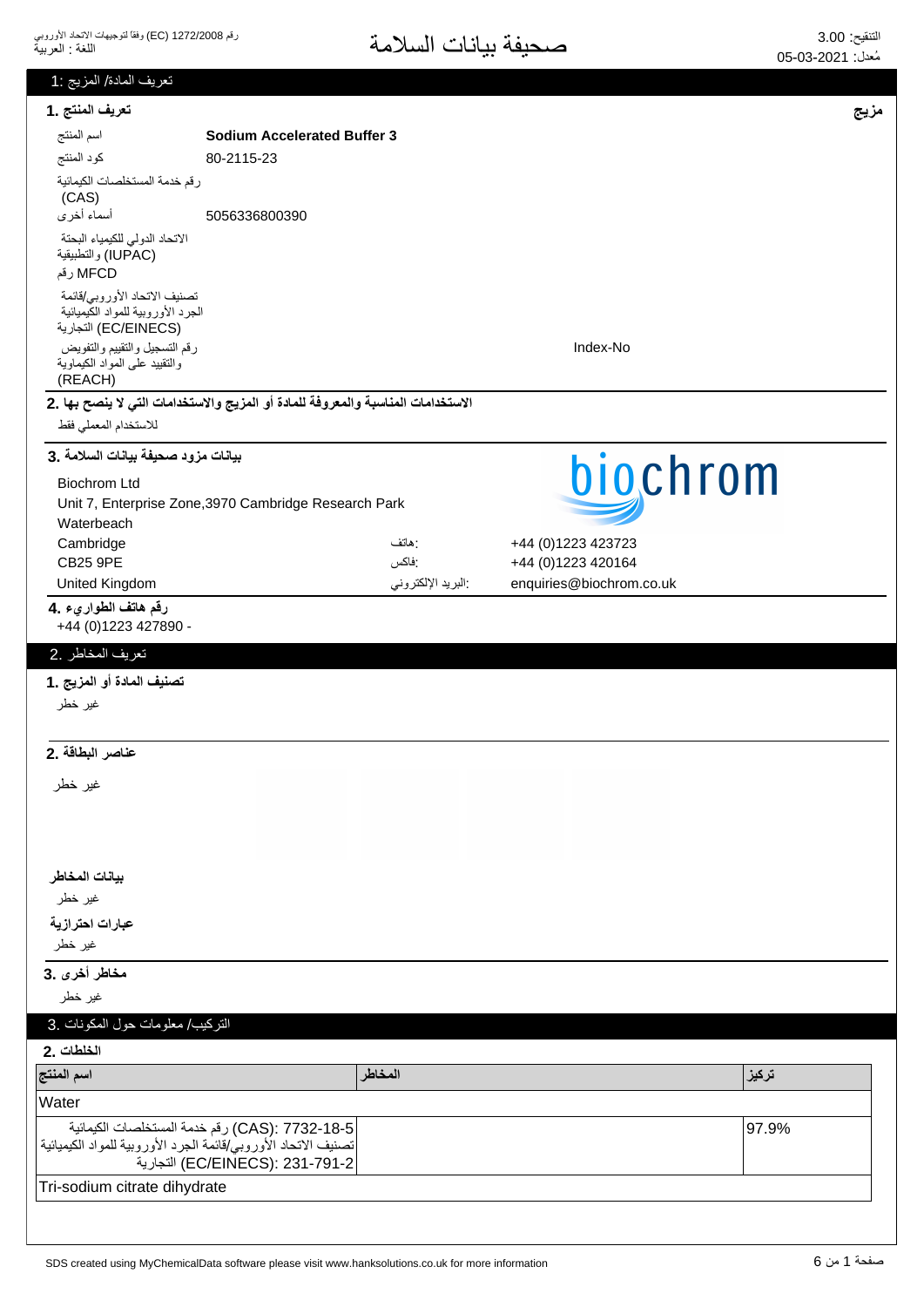# صحيفة بيانات السلامة

رقم 1272/2008 (EC) وفقاً لتوجيهات الاتحاد الأوروبي
اللغة : العربية

التنقيح: 3.00
مُعدل: 05-03-2021

## تعريف المادة/ المزيج :1

### تعريف المنتج .1

**مزيج**

| | |
|---|---|
| اسم المنتج | **Sodium Accelerated Buffer 3** |
| كود المنتج | 80-2115-23 |
| رقم خدمة المستخلصات الكيمائية (CAS) | |
| أسماء أخرى | 5056336800390 |
| الاتحاد الدولي للكيمياء البحتة والتطبيقية (IUPAC) | |
| رقم MFCD | |
| تصنيف الاتحاد الأوروبي/قائمة الجرد الأوروبية للمواد الكيمائية التجارية (EC/EINECS) | |
| رقم التسجيل والتقييم والتفويض والتقييد على المواد الكيماوية (REACH) | Index-No |

### الاستخدامات المناسبة والمعروفة للمادة أو المزيج والاستخدامات التي لا ينصح بها .2

للاستخدام المعملي فقط

### بيانات مزود صحيفة بيانات السلامة .3

Biochrom Ltd
Unit 7, Enterprise Zone,3970 Cambridge Research Park
Waterbeach
Cambridge
CB25 9PE
United Kingdom

هاتف: +44 (0)1223 423723
فاكس: +44 (0)1223 420164
البريد الإلكتروني: enquiries@biochrom.co.uk

### رقم هاتف الطوارىء .4

+44 (0)1223 427890 -

## تعريف المخاطر .2

### تصنيف المادة أو المزيج .1

غير خطر

### عناصر البطاقة .2

غير خطر

**بيانات المخاطر**

غير خطر

**عبارات احترازية**

غير خطر

### مخاطر أخرى .3

غير خطر

## التركيب/ معلومات حول المكونات .3

### الخلطات .2

| اسم المنتج | المخاطر | تركيز |
|---|---|---|
| Water | | |
| رقم خدمة المستخلصات الكيمائية (CAS): 7732-18-5<br>تصنيف الاتحاد الأوروبي/قائمة الجرد الأوروبية للمواد الكيمائية التجارية (EC/EINECS): 231-791-2 | | 97.9% |
| Tri-sodium citrate dihydrate | | |

SDS created using MyChemicalData software please visit www.hanksolutions.co.uk for more information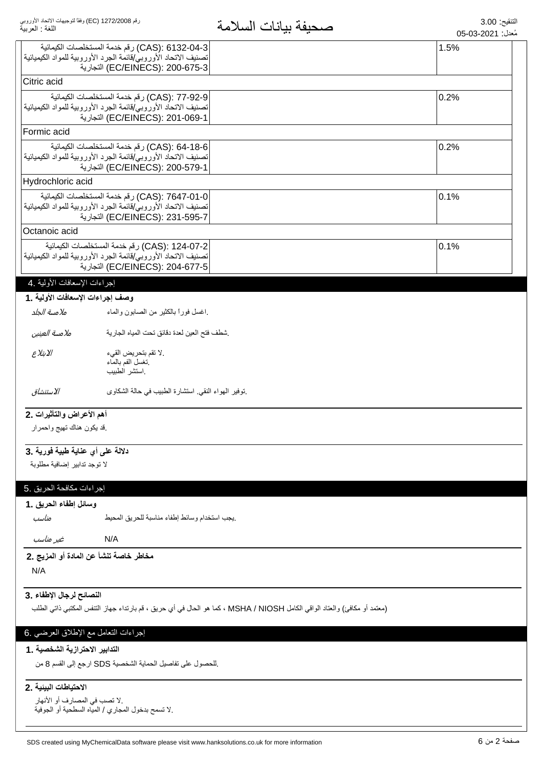| | |
|---|---|
| (CAS): 6132-04-3 رقم خدمة المستخلصات الكيمائية<br>تصنيف الاتحاد الأوروبي/قائمة الجرد الأوروبية للمواد الكيميائية<br>(EC/EINECS): 200-675-3 التجارية | 1.5% |
| Citric acid | |
| (CAS): 77-92-9 رقم خدمة المستخلصات الكيمائية<br>تصنيف الاتحاد الأوروبي/قائمة الجرد الأوروبية للمواد الكيميائية<br>(EC/EINECS): 201-069-1 التجارية | 0.2% |
| Formic acid | |
| (CAS): 64-18-6 رقم خدمة المستخلصات الكيمائية<br>تصنيف الاتحاد الأوروبي/قائمة الجرد الأوروبية للمواد الكيميائية<br>(EC/EINECS): 200-579-1 التجارية | 0.2% |
| Hydrochloric acid | |
| (CAS): 7647-01-0 رقم خدمة المستخلصات الكيمائية<br>تصنيف الاتحاد الأوروبي/قائمة الجرد الأوروبية للمواد الكيميائية<br>(EC/EINECS): 231-595-7 التجارية | 0.1% |
| Octanoic acid | |
| (CAS): 124-07-2 رقم خدمة المستخلصات الكيمائية<br>تصنيف الاتحاد الأوروبي/قائمة الجرد الأوروبية للمواد الكيميائية<br>(EC/EINECS): 204-677-5 التجارية | 0.1% |

## إجراءات الإسعافات الأولية .4

### وصف إجراءات الإسعافات الأولية .1

*ملامسة الجلد* .اغسل فوراً بالكثير من الصابون والماء

*ملامسة العينين* .شطف فتح العين لعدة دقائق تحت المياه الجارية

*الابتلاع* .لا تقم بتحريض القيء
.تغسل الفم بالماء
.استشر الطبيب

*الاستنشاق* .توفير الهواء النقي. استشارة الطبيب في حالة الشكاوى

### أهم الأعراض والتأثيرات .2

.قد يكون هناك تهيج واحمرار

### دلالة على أي عناية طبية فورية .3

لا توجد تدابير إضافية مطلوبة

## إجراءات مكافحة الحريق .5

### وسائل إطفاء الحريق .1

*مناسب* .يجب استخدام وسائط إطفاء مناسبة للحريق المحيط

*غير مناسب* N/A

### مخاطر خاصة تنشأ عن المادة أو المزيج .2

N/A

### النصائح لرجال الإطفاء .3

(معتمد أو مكافئ) والعتاد الواقي الكامل MSHA / NIOSH ، كما هو الحال في أي حريق ، قم بارتداء جهاز التنفس المكتبي ذاتي الطلب

## إجراءات التعامل مع الإطلاق العرضي .6

### التدابير الاحترازية الشخصية .1

.للحصول على تفاصيل الحماية الشخصية SDS ارجع إلى القسم 8 من

### الاحتياطات البيئية .2

.لا تصب في المصارف أو الأنهار
.لا تسمح بدخول المجاري / المياه السطحية أو الجوفية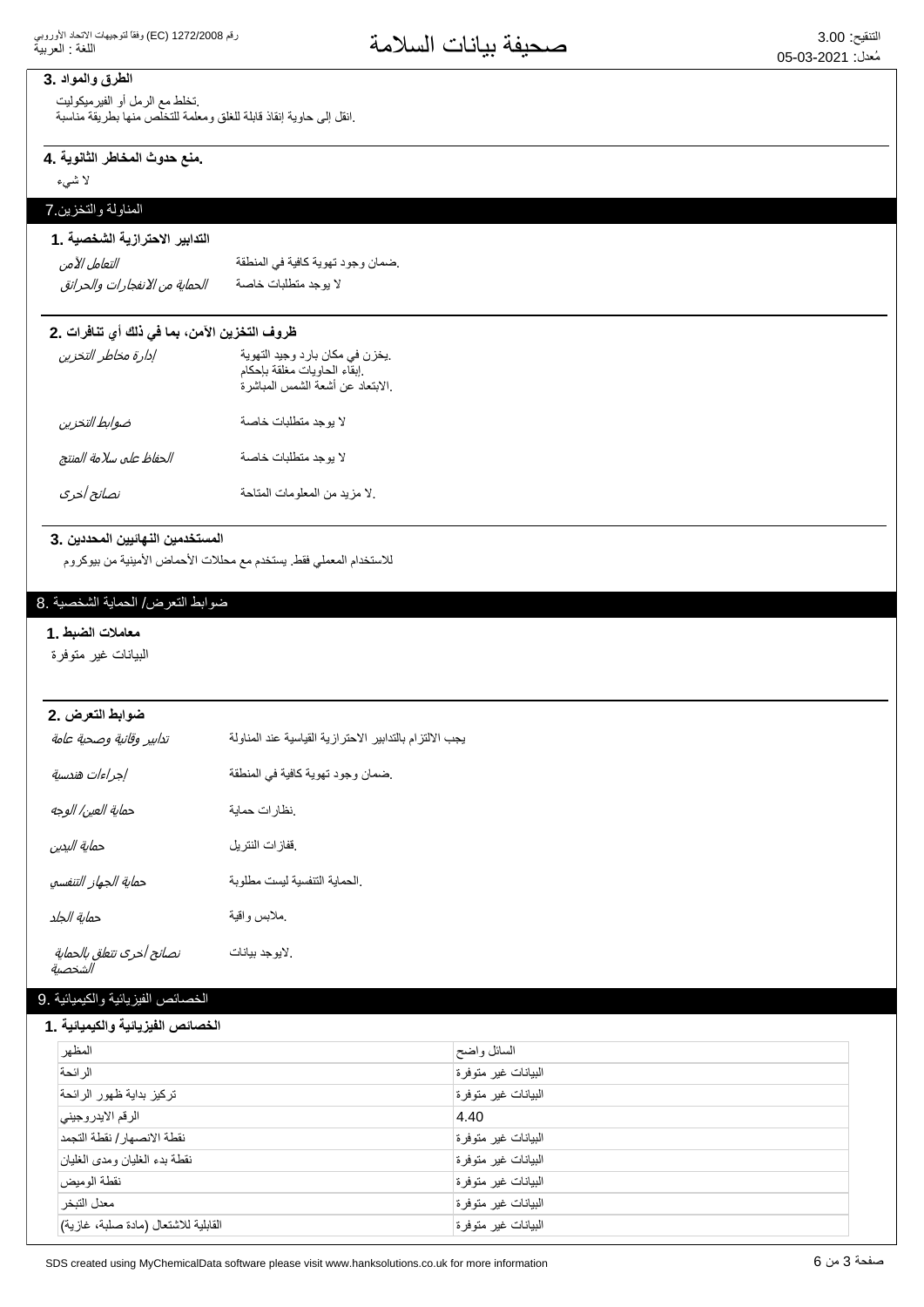### الطرق والمواد .3

.تخلط مع الرمل أو الفيرميكوليت

.انقل إلى حاوية إنقاذ قابلة للغلق ومعلمة للتخلص منها بطريقة مناسبة

### .منع حدوث المخاطر الثانوية .4

لا شيء

## المناولة والتخزين.7

### التدابير الاحترازية الشخصية .1

| | |
|---|---|
| *التعامل الآمن* | .ضمان وجود تهوية كافية في المنطقة |
| *الحماية من الانفجارات والحرائق* | لا يوجد متطلبات خاصة |

### ظروف التخزين الآمن، بما في ذلك أي تنافرات .2

| | |
|---|---|
| *إدارة مخاطر التخزين* | .يخزن في مكان بارد وجيد التهوية<br>.إبقاء الحاويات مغلقة بإحكام<br>.الابتعاد عن أشعة الشمس المباشرة |
| *ضوابط التخزين* | لا يوجد متطلبات خاصة |
| *الحفاظ على سلامة المنتج* | لا يوجد متطلبات خاصة |
| *نصائح أخرى* | .لا مزيد من المعلومات المتاحة |

### المستخدمين النهائيين المحددين .3

للاستخدام المعملي فقط. يستخدم مع محللات الأحماض الأمينية من بيوكروم

## ضوابط التعرض/ الحماية الشخصية .8

### معاملات الضبط .1

البيانات غير متوفرة

### ضوابط التعرض .2

| | |
|---|---|
| *تدابير وقائية وصحية عامة* | يجب الالتزام بالتدابير الاحترازية القياسية عند المناولة |
| *إجراءات هندسية* | .ضمان وجود تهوية كافية في المنطقة |
| *حماية العين/ الوجه* | .نظارات حماية |
| *حماية اليدين* | .قفازات النتريل |
| *حماية الجهاز التنفسي* | .الحماية التنفسية ليست مطلوبة |
| *حماية الجلد* | .ملابس واقية |
| *نصائح أخرى تتعلق بالحماية الشخصية* | .لايوجد بيانات |

## الخصائص الفيزيائية والكيميائية .9

### الخصائص الفيزيائية والكيميائية .1

| | |
|---|---|
| المظهر | السائل واضح |
| الرائحة | البيانات غير متوفرة |
| تركيز بداية ظهور الرائحة | البيانات غير متوفرة |
| الرقم الايدروجيني | 4.40 |
| نقطة الانصهار/ نقطة التجمد | البيانات غير متوفرة |
| نقطة بدء الغليان ومدى الغليان | البيانات غير متوفرة |
| نقطة الوميض | البيانات غير متوفرة |
| معدل التبخر | البيانات غير متوفرة |
| القابلية للاشتعال (مادة صلبة، غازية) | البيانات غير متوفرة |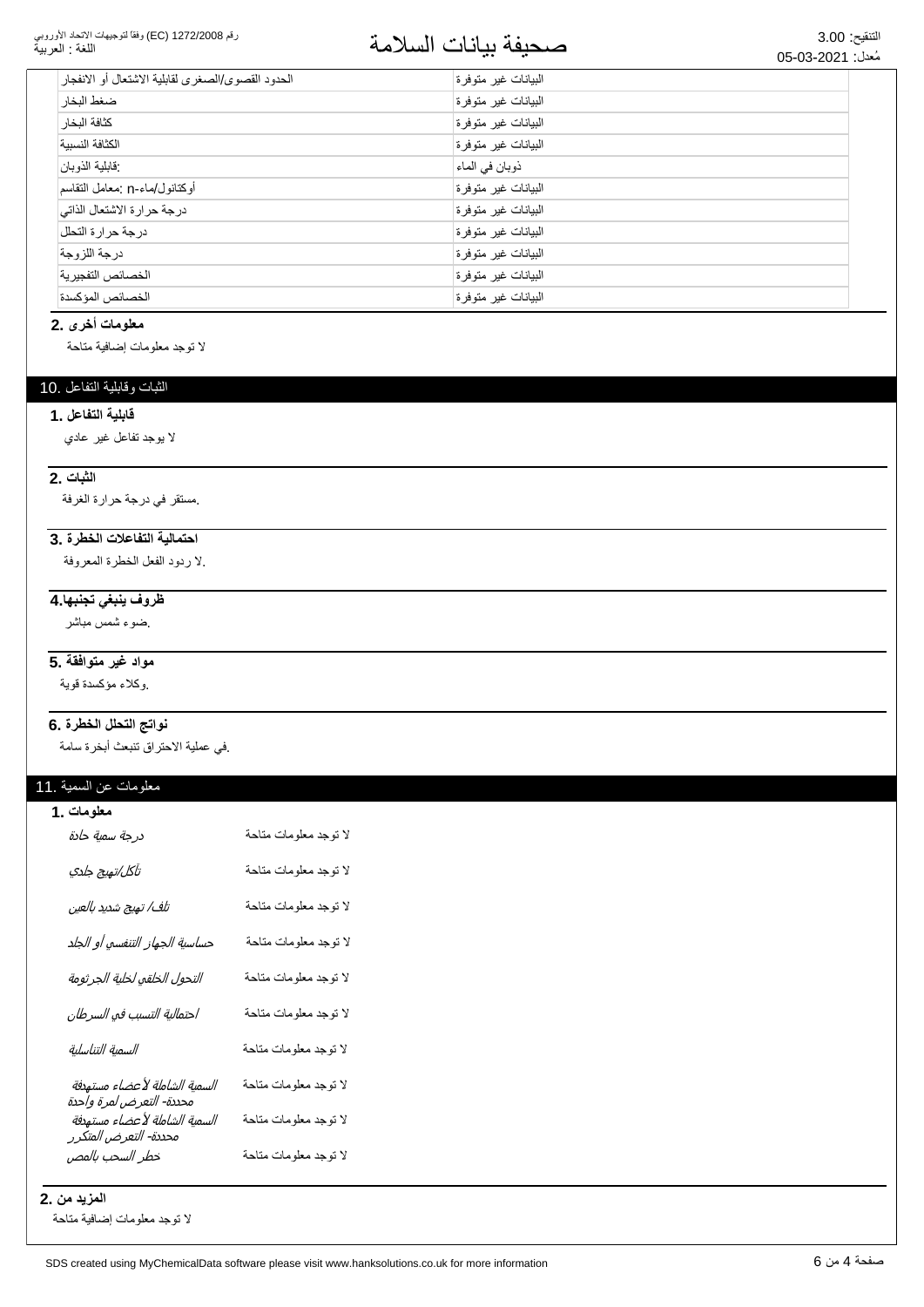| الحدود القصوى/الصغرى لقابلية الاشتعال أو الانفجار | البيانات غير متوفرة |
|---|---|
| ضغط البخار | البيانات غير متوفرة |
| كثافة البخار | البيانات غير متوفرة |
| الكثافة النسبية | البيانات غير متوفرة |
| :قابلية الذوبان | ذوبان في الماء |
| أوكتانول/ماء-n :معامل التقاسم | البيانات غير متوفرة |
| درجة حرارة الاشتعال الذاتي | البيانات غير متوفرة |
| درجة حرارة التحلل | البيانات غير متوفرة |
| درجة اللزوجة | البيانات غير متوفرة |
| الخصائص التفجيرية | البيانات غير متوفرة |
| الخصائص المؤكسدة | البيانات غير متوفرة |

### معلومات أخرى .2

لا توجد معلومات إضافية متاحة

## الثبات وقابلية التفاعل .10

### قابلية التفاعل .1

لا يوجد تفاعل غير عادي

### الثبات .2

.مستقر في درجة حرارة الغرفة

### احتمالية التفاعلات الخطرة .3

.لا ردود الفعل الخطرة المعروفة

### ظروف ينبغي تجنبها.4

.ضوء شمس مباشر

### مواد غير متوافقة .5

.وكلاء مؤكسدة قوية

### نواتج التحلل الخطرة .6

.في عملية الاحتراق تنبعث أبخرة سامة

## معلومات عن السمية .11

### معلومات .1

| | |
|---|---|
| *درجة سمية حادة* | لا توجد معلومات متاحة |
| *تآكل/تهيج جلدي* | لا توجد معلومات متاحة |
| *تلف/ تهيج شديد بالعين* | لا توجد معلومات متاحة |
| *حساسية الجهاز التنفسي أو الجلد* | لا توجد معلومات متاحة |
| *التحول الخلقي لخلية الجرثومة* | لا توجد معلومات متاحة |
| *احتمالية التسبب في السرطان* | لا توجد معلومات متاحة |
| *السمية التناسلية* | لا توجد معلومات متاحة |
| *السمية الشاملة لأعضاء مستهدفة محددة- التعرض لمرة واحدة* | لا توجد معلومات متاحة |
| *السمية الشاملة لأعضاء مستهدفة محددة- التعرض المتكرر* | لا توجد معلومات متاحة |
| *خطر السحب بالمص* | لا توجد معلومات متاحة |

### المزيد من .2

لا توجد معلومات إضافية متاحة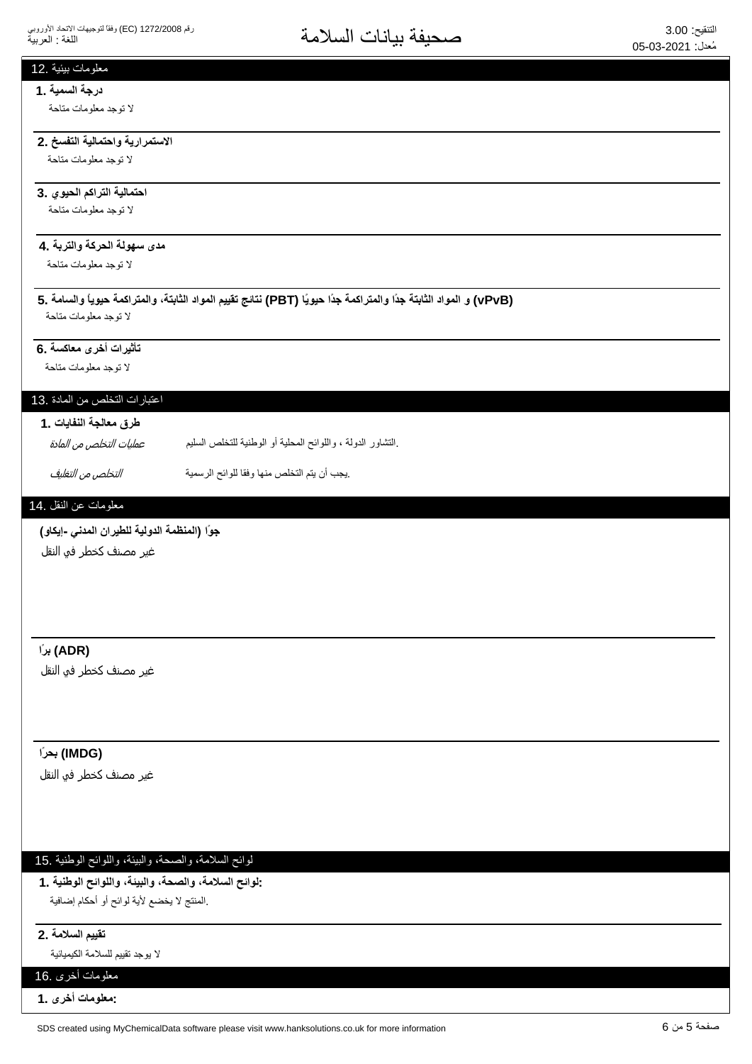## 12. معلومات بيئية

### 1. درجة السمية

لا توجد معلومات متاحة

### 2. الاستمرارية واحتمالية التفسخ

لا توجد معلومات متاحة

### 3. احتمالية التراكم الحيوي

لا توجد معلومات متاحة

### 4. مدى سهولة الحركة والتربة

لا توجد معلومات متاحة

### 5. نتائج تقييم المواد الثابتة، والمتراكمة حيوياً والسامة (PBT) و المواد الثابتة جدًا والمتراكمة جدًا حيويًا (vPvB)

لا توجد معلومات متاحة

### 6. تأثيرات أخرى معاكسة

لا توجد معلومات متاحة

## 13. اعتبارات التخلص من المادة

### 1. طرق معالجة النفايات

| | |
|---|---|
| *عمليات التخلص من المادة* | التشاور الدولة ، واللوائح المحلية أو الوطنية للتخلص السليم. |
| *التخلص من التغليف* | يجب أن يتم التخلص منها وفقا للوائح الرسمية. |

## 14. معلومات عن النقل

### جوًا (المنظمة الدولية للطيران المدني -إيكاو)

غير مصنف كخطر في النقل

### برًا (ADR)

غير مصنف كخطر في النقل

### بحرًا (IMDG)

غير مصنف كخطر في النقل

## 15. لوائح السلامة، والصحة، والبيئة، واللوائح الوطنية

### 1. لوائح السلامة، والصحة، والبيئة، واللوائح الوطنية:

المنتج لا يخضع لأية لوائح أو أحكام إضافية.

### 2. تقييم السلامة

لا يوجد تقييم للسلامة الكيميائية

## 16. معلومات أخرى

### 1. معلومات أخرى: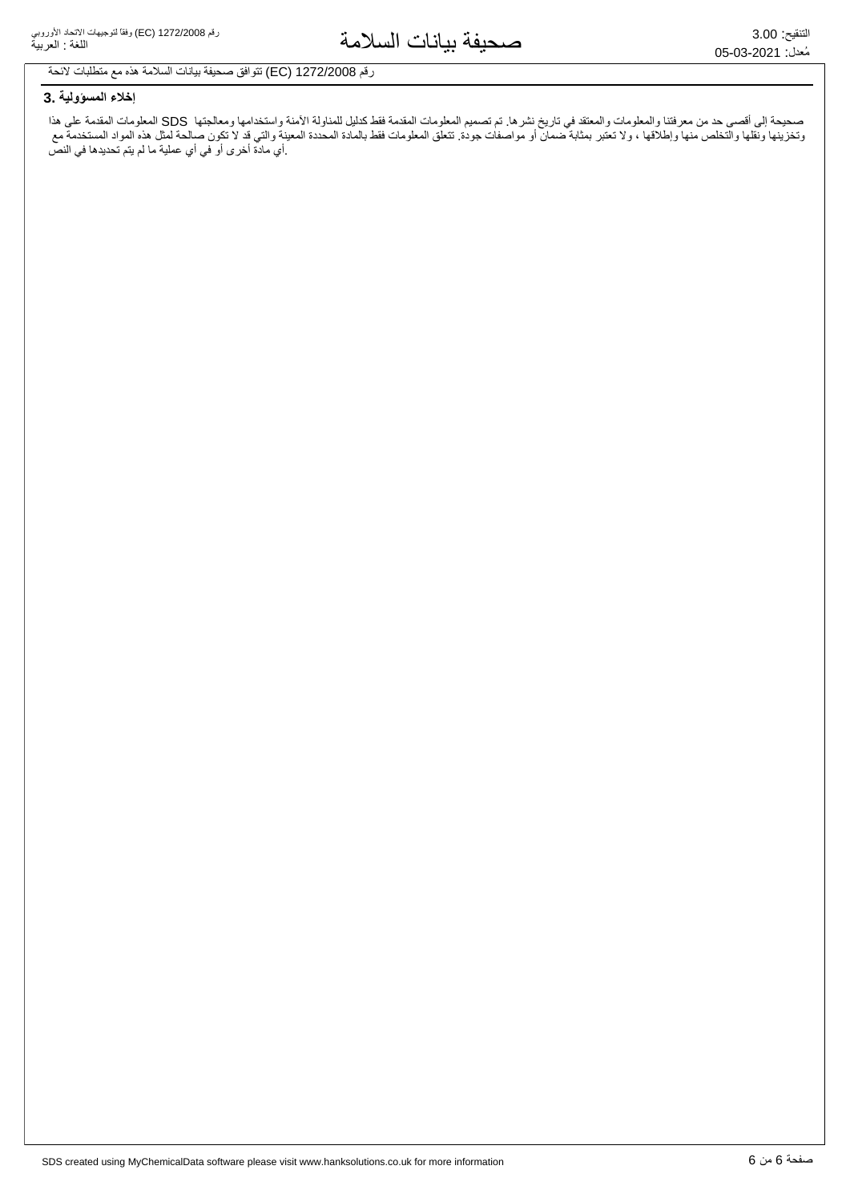رقم 1272/2008 (EC) تتوافق صحيفة بيانات السلامة هذه مع متطلبات لائحة

### 3. إخلاء المسؤولية

صحيحة إلى أقصى حد من معرفتنا والمعلومات والمعتقد في تاريخ نشرها. تم تصميم المعلومات المقدمة فقط كدليل للمناولة الآمنة واستخدامها ومعالجتها SDS المعلومات المقدمة على هذا وتخزينها ونقلها والتخلص منها وإطلاقها ، ولا تعتبر بمثابة ضمان أو مواصفات جودة. تتعلق المعلومات فقط بالمادة المحددة المعينة والتي قد لا تكون صالحة لمثل هذه المواد المستخدمة مع أي مادة أخرى أو في أي عملية ما لم يتم تحديدها في النص.

SDS created using MyChemicalData software please visit www.hanksolutions.co.uk for more information